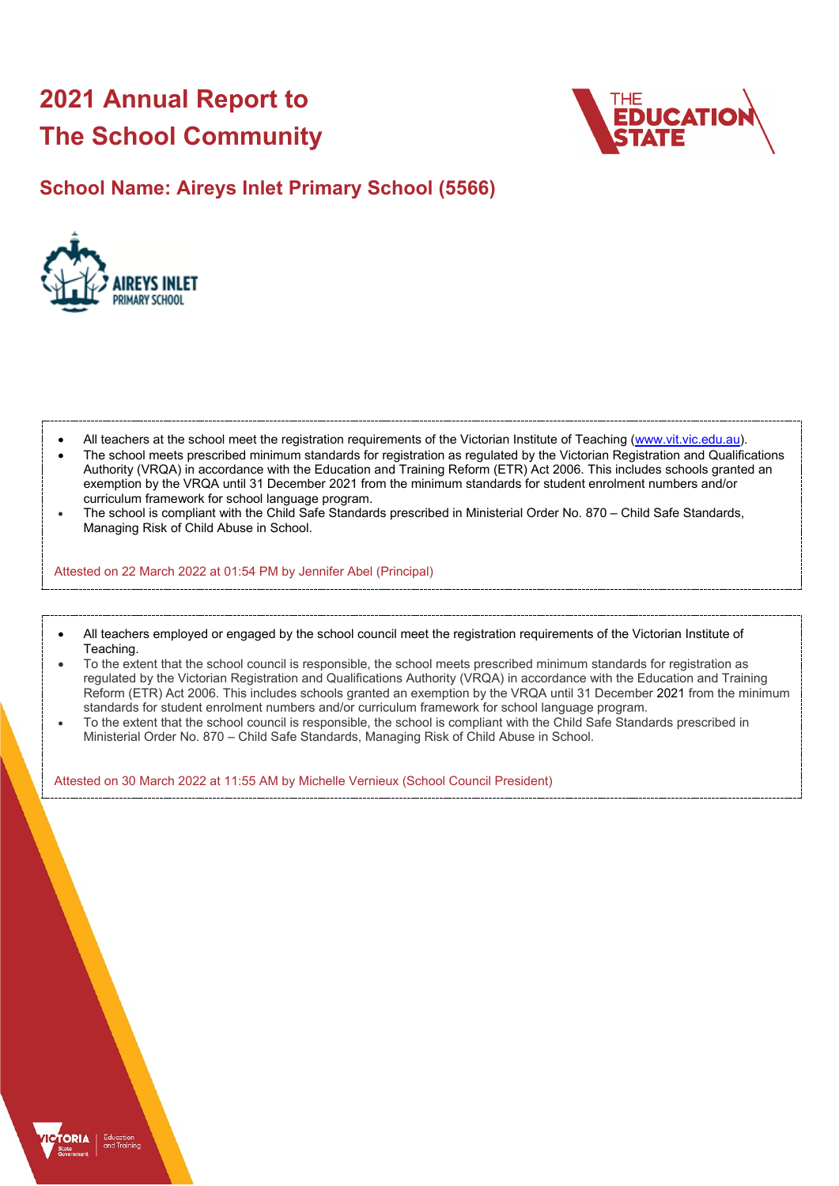# 2021 Annual Report to The School Community

## School Name: Aireys Inlet Primary School (5566)

- All teachers at the school meet the registration requirements of the Victorian Institute of Teaching (www.vit.vic.edu.au).
- The school meets prescribed minimum standards for registration as regulated by the Victorian Registration and Qualifications Authority (VRQA) in accordance with the Education and Training Reform (ETR) Act 2006. This includes schools granted an exemption by the VRQA until 31 December 2021 from the minimum standards for student enrolment numbers and/or curriculum framework for school language program.
- The school is compliant with the Child Safe Standards prescribed in Ministerial Order No. 870 – Child Safe Standards, Managing Risk of Child Abuse in School.

Attested on 22 March 2022 at 01:54 PM by Jennifer Abel (Principal)

- All teachers employed or engaged by the school council meet the registration requirements of the Victorian Institute of Teaching.
- To the extent that the school council is responsible, the school meets prescribed minimum standards for registration as regulated by the Victorian Registration and Qualifications Authority (VRQA) in accordance with the Education and Training Reform (ETR) Act 2006. This includes schools granted an exemption by the VRQA until 31 December 2021 from the minimum standards for student enrolment numbers and/or curriculum framework for school language program.
- To the extent that the school council is responsible, the school is compliant with the Child Safe Standards prescribed in Ministerial Order No. 870 – Child Safe Standards, Managing Risk of Child Abuse in School.

Attested on 30 March 2022 at 11:55 AM by Michelle Vernieux (School Council President)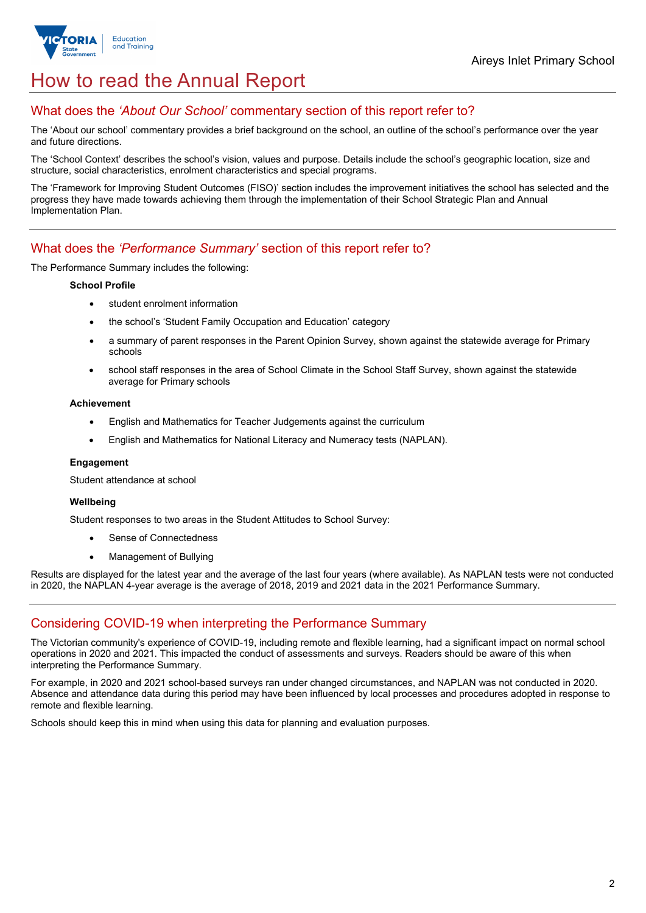# How to read the Annual Report

## What does the *'About Our School'* commentary section of this report refer to?

The 'About our school' commentary provides a brief background on the school, an outline of the school's performance over the year and future directions.

The 'School Context' describes the school's vision, values and purpose. Details include the school's geographic location, size and structure, social characteristics, enrolment characteristics and special programs.

The 'Framework for Improving Student Outcomes (FISO)' section includes the improvement initiatives the school has selected and the progress they have made towards achieving them through the implementation of their School Strategic Plan and Annual Implementation Plan.

## What does the *'Performance Summary'* section of this report refer to?

The Performance Summary includes the following:

**School Profile**

- student enrolment information
- the school's 'Student Family Occupation and Education' category
- a summary of parent responses in the Parent Opinion Survey, shown against the statewide average for Primary schools
- school staff responses in the area of School Climate in the School Staff Survey, shown against the statewide average for Primary schools

**Achievement**

- English and Mathematics for Teacher Judgements against the curriculum
- English and Mathematics for National Literacy and Numeracy tests (NAPLAN).

**Engagement**

Student attendance at school

**Wellbeing**

Student responses to two areas in the Student Attitudes to School Survey:

- Sense of Connectedness
- Management of Bullying

Results are displayed for the latest year and the average of the last four years (where available). As NAPLAN tests were not conducted in 2020, the NAPLAN 4-year average is the average of 2018, 2019 and 2021 data in the 2021 Performance Summary.

## Considering COVID-19 when interpreting the Performance Summary

The Victorian community's experience of COVID-19, including remote and flexible learning, had a significant impact on normal school operations in 2020 and 2021. This impacted the conduct of assessments and surveys. Readers should be aware of this when interpreting the Performance Summary.

For example, in 2020 and 2021 school-based surveys ran under changed circumstances, and NAPLAN was not conducted in 2020. Absence and attendance data during this period may have been influenced by local processes and procedures adopted in response to remote and flexible learning.

Schools should keep this in mind when using this data for planning and evaluation purposes.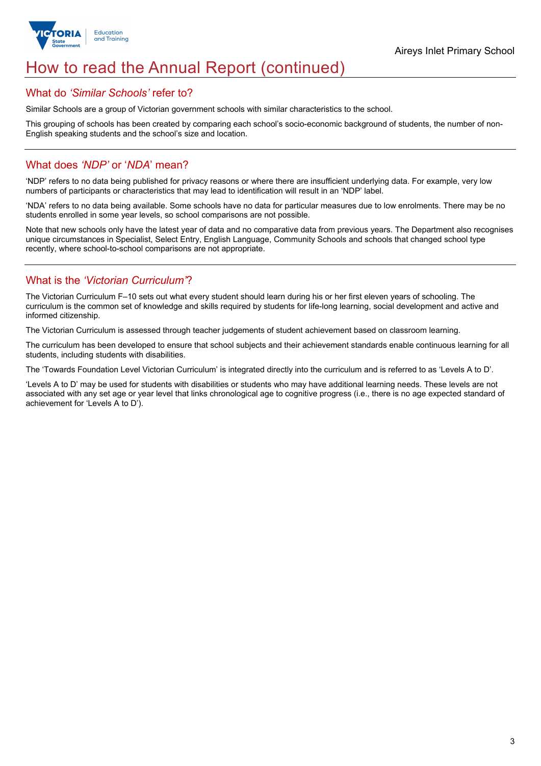# How to read the Annual Report (continued)

## What do *'Similar Schools'* refer to?

Similar Schools are a group of Victorian government schools with similar characteristics to the school.

This grouping of schools has been created by comparing each school's socio-economic background of students, the number of non-English speaking students and the school's size and location.

## What does *'NDP'* or '*NDA*' mean?

'NDP' refers to no data being published for privacy reasons or where there are insufficient underlying data. For example, very low numbers of participants or characteristics that may lead to identification will result in an 'NDP' label.

'NDA' refers to no data being available. Some schools have no data for particular measures due to low enrolments. There may be no students enrolled in some year levels, so school comparisons are not possible.

Note that new schools only have the latest year of data and no comparative data from previous years. The Department also recognises unique circumstances in Specialist, Select Entry, English Language, Community Schools and schools that changed school type recently, where school-to-school comparisons are not appropriate.

## What is the *'Victorian Curriculum'*?

The Victorian Curriculum F–10 sets out what every student should learn during his or her first eleven years of schooling. The curriculum is the common set of knowledge and skills required by students for life-long learning, social development and active and informed citizenship.

The Victorian Curriculum is assessed through teacher judgements of student achievement based on classroom learning.

The curriculum has been developed to ensure that school subjects and their achievement standards enable continuous learning for all students, including students with disabilities.

The 'Towards Foundation Level Victorian Curriculum' is integrated directly into the curriculum and is referred to as 'Levels A to D'.

'Levels A to D' may be used for students with disabilities or students who may have additional learning needs. These levels are not associated with any set age or year level that links chronological age to cognitive progress (i.e., there is no age expected standard of achievement for 'Levels A to D').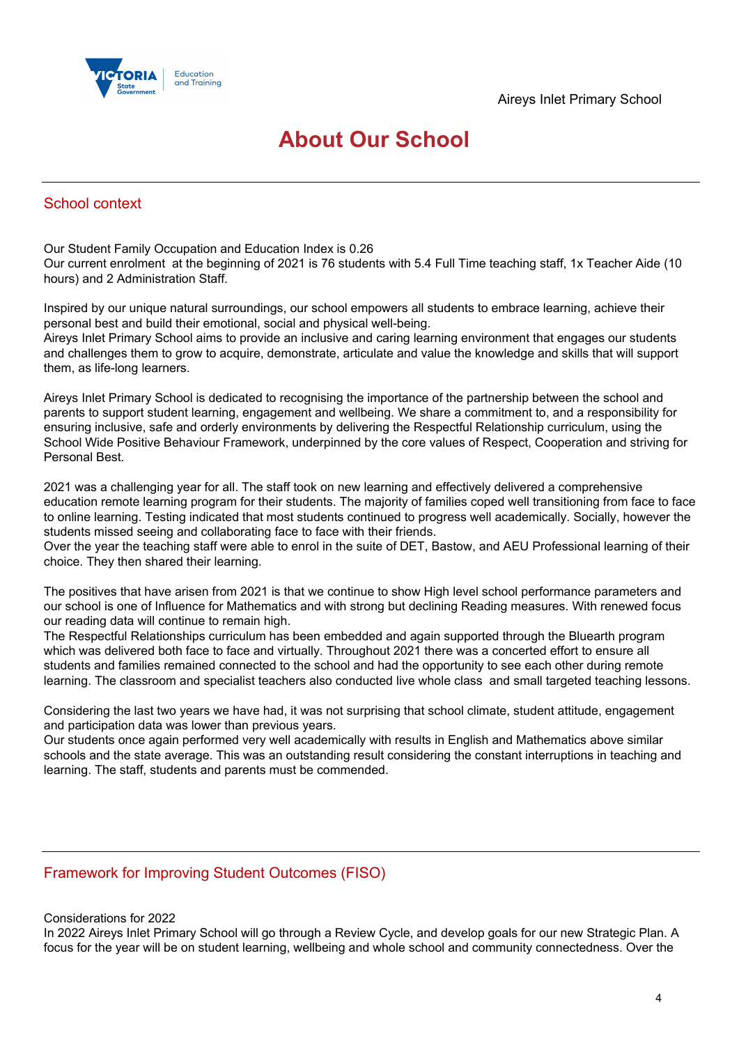# About Our School

## School context

Our Student Family Occupation and Education Index is 0.26
Our current enrolment at the beginning of 2021 is 76 students with 5.4 Full Time teaching staff, 1x Teacher Aide (10 hours) and 2 Administration Staff.

Inspired by our unique natural surroundings, our school empowers all students to embrace learning, achieve their personal best and build their emotional, social and physical well-being.
Aireys Inlet Primary School aims to provide an inclusive and caring learning environment that engages our students and challenges them to grow to acquire, demonstrate, articulate and value the knowledge and skills that will support them, as life-long learners.

Aireys Inlet Primary School is dedicated to recognising the importance of the partnership between the school and parents to support student learning, engagement and wellbeing. We share a commitment to, and a responsibility for ensuring inclusive, safe and orderly environments by delivering the Respectful Relationship curriculum, using the School Wide Positive Behaviour Framework, underpinned by the core values of Respect, Cooperation and striving for Personal Best.

2021 was a challenging year for all. The staff took on new learning and effectively delivered a comprehensive education remote learning program for their students. The majority of families coped well transitioning from face to face to online learning. Testing indicated that most students continued to progress well academically. Socially, however the students missed seeing and collaborating face to face with their friends.
Over the year the teaching staff were able to enrol in the suite of DET, Bastow, and AEU Professional learning of their choice. They then shared their learning.

The positives that have arisen from 2021 is that we continue to show High level school performance parameters and our school is one of Influence for Mathematics and with strong but declining Reading measures. With renewed focus our reading data will continue to remain high.
The Respectful Relationships curriculum has been embedded and again supported through the Bluearth program which was delivered both face to face and virtually. Throughout 2021 there was a concerted effort to ensure all students and families remained connected to the school and had the opportunity to see each other during remote learning. The classroom and specialist teachers also conducted live whole class and small targeted teaching lessons.

Considering the last two years we have had, it was not surprising that school climate, student attitude, engagement and participation data was lower than previous years.
Our students once again performed very well academically with results in English and Mathematics above similar schools and the state average. This was an outstanding result considering the constant interruptions in teaching and learning. The staff, students and parents must be commended.

## Framework for Improving Student Outcomes (FISO)

Considerations for 2022
In 2022 Aireys Inlet Primary School will go through a Review Cycle, and develop goals for our new Strategic Plan. A focus for the year will be on student learning, wellbeing and whole school and community connectedness. Over the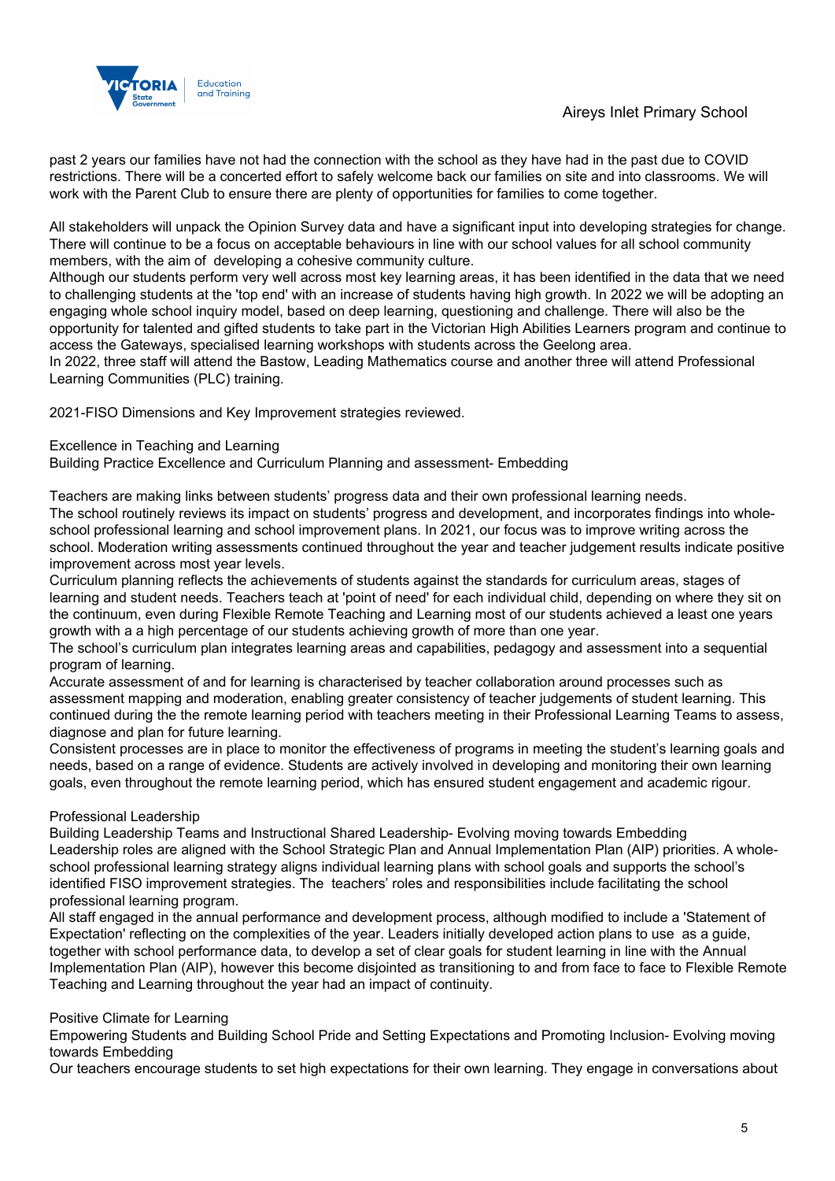past 2 years our families have not had the connection with the school as they have had in the past due to COVID restrictions. There will be a concerted effort to safely welcome back our families on site and into classrooms. We will work with the Parent Club to ensure there are plenty of opportunities for families to come together.

All stakeholders will unpack the Opinion Survey data and have a significant input into developing strategies for change. There will continue to be a focus on acceptable behaviours in line with our school values for all school community members, with the aim of developing a cohesive community culture.
Although our students perform very well across most key learning areas, it has been identified in the data that we need to challenging students at the 'top end' with an increase of students having high growth. In 2022 we will be adopting an engaging whole school inquiry model, based on deep learning, questioning and challenge. There will also be the opportunity for talented and gifted students to take part in the Victorian High Abilities Learners program and continue to access the Gateways, specialised learning workshops with students across the Geelong area.
In 2022, three staff will attend the Bastow, Leading Mathematics course and another three will attend Professional Learning Communities (PLC) training.

2021-FISO Dimensions and Key Improvement strategies reviewed.

Excellence in Teaching and Learning
Building Practice Excellence and Curriculum Planning and assessment- Embedding

Teachers are making links between students' progress data and their own professional learning needs.
The school routinely reviews its impact on students' progress and development, and incorporates findings into whole-school professional learning and school improvement plans. In 2021, our focus was to improve writing across the school. Moderation writing assessments continued throughout the year and teacher judgement results indicate positive improvement across most year levels.
Curriculum planning reflects the achievements of students against the standards for curriculum areas, stages of learning and student needs. Teachers teach at 'point of need' for each individual child, depending on where they sit on the continuum, even during Flexible Remote Teaching and Learning most of our students achieved a least one years growth with a a high percentage of our students achieving growth of more than one year.
The school's curriculum plan integrates learning areas and capabilities, pedagogy and assessment into a sequential program of learning.
Accurate assessment of and for learning is characterised by teacher collaboration around processes such as assessment mapping and moderation, enabling greater consistency of teacher judgements of student learning. This continued during the the remote learning period with teachers meeting in their Professional Learning Teams to assess, diagnose and plan for future learning.
Consistent processes are in place to monitor the effectiveness of programs in meeting the student's learning goals and needs, based on a range of evidence. Students are actively involved in developing and monitoring their own learning goals, even throughout the remote learning period, which has ensured student engagement and academic rigour.

Professional Leadership
Building Leadership Teams and Instructional Shared Leadership- Evolving moving towards Embedding
Leadership roles are aligned with the School Strategic Plan and Annual Implementation Plan (AIP) priorities. A whole-school professional learning strategy aligns individual learning plans with school goals and supports the school's identified FISO improvement strategies. The teachers' roles and responsibilities include facilitating the school professional learning program.
All staff engaged in the annual performance and development process, although modified to include a 'Statement of Expectation' reflecting on the complexities of the year. Leaders initially developed action plans to use as a guide, together with school performance data, to develop a set of clear goals for student learning in line with the Annual Implementation Plan (AIP), however this become disjointed as transitioning to and from face to face to Flexible Remote Teaching and Learning throughout the year had an impact of continuity.

Positive Climate for Learning
Empowering Students and Building School Pride and Setting Expectations and Promoting Inclusion- Evolving moving towards Embedding
Our teachers encourage students to set high expectations for their own learning. They engage in conversations about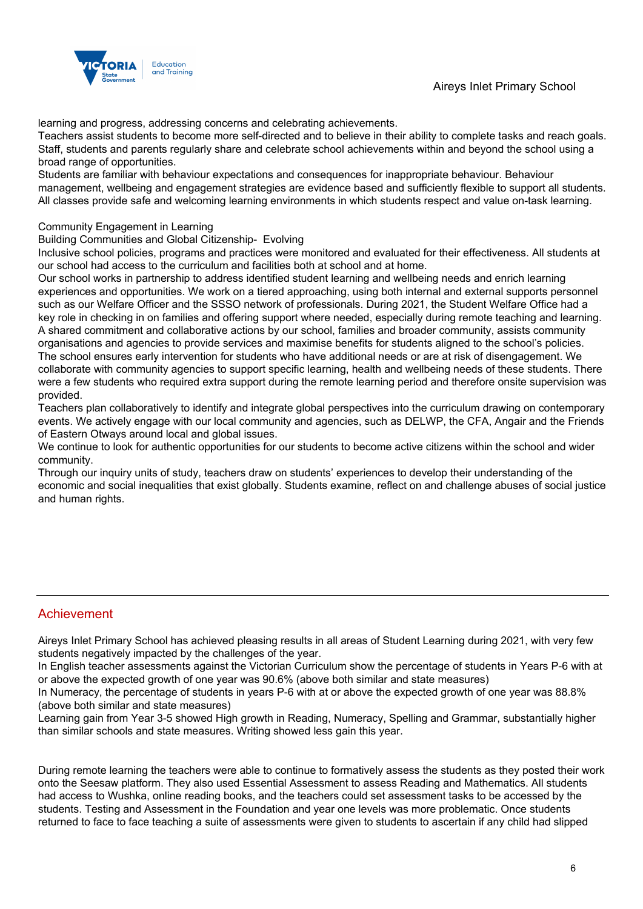learning and progress, addressing concerns and celebrating achievements.
Teachers assist students to become more self-directed and to believe in their ability to complete tasks and reach goals.
Staff, students and parents regularly share and celebrate school achievements within and beyond the school using a broad range of opportunities.
Students are familiar with behaviour expectations and consequences for inappropriate behaviour. Behaviour management, wellbeing and engagement strategies are evidence based and sufficiently flexible to support all students.
All classes provide safe and welcoming learning environments in which students respect and value on-task learning.

Community Engagement in Learning
Building Communities and Global Citizenship- Evolving
Inclusive school policies, programs and practices were monitored and evaluated for their effectiveness. All students at our school had access to the curriculum and facilities both at school and at home.
Our school works in partnership to address identified student learning and wellbeing needs and enrich learning experiences and opportunities. We work on a tiered approaching, using both internal and external supports personnel such as our Welfare Officer and the SSSO network of professionals. During 2021, the Student Welfare Office had a key role in checking in on families and offering support where needed, especially during remote teaching and learning.
A shared commitment and collaborative actions by our school, families and broader community, assists community organisations and agencies to provide services and maximise benefits for students aligned to the school's policies.
The school ensures early intervention for students who have additional needs or are at risk of disengagement. We collaborate with community agencies to support specific learning, health and wellbeing needs of these students. There were a few students who required extra support during the remote learning period and therefore onsite supervision was provided.
Teachers plan collaboratively to identify and integrate global perspectives into the curriculum drawing on contemporary events. We actively engage with our local community and agencies, such as DELWP, the CFA, Angair and the Friends of Eastern Otways around local and global issues.
We continue to look for authentic opportunities for our students to become active citizens within the school and wider community.
Through our inquiry units of study, teachers draw on students' experiences to develop their understanding of the economic and social inequalities that exist globally. Students examine, reflect on and challenge abuses of social justice and human rights.

## Achievement

Aireys Inlet Primary School has achieved pleasing results in all areas of Student Learning during 2021, with very few students negatively impacted by the challenges of the year.
In English teacher assessments against the Victorian Curriculum show the percentage of students in Years P-6 with at or above the expected growth of one year was 90.6% (above both similar and state measures)
In Numeracy, the percentage of students in years P-6 with at or above the expected growth of one year was 88.8% (above both similar and state measures)
Learning gain from Year 3-5 showed High growth in Reading, Numeracy, Spelling and Grammar, substantially higher than similar schools and state measures. Writing showed less gain this year.

During remote learning the teachers were able to continue to formatively assess the students as they posted their work onto the Seesaw platform. They also used Essential Assessment to assess Reading and Mathematics. All students had access to Wushka, online reading books, and the teachers could set assessment tasks to be accessed by the students. Testing and Assessment in the Foundation and year one levels was more problematic. Once students returned to face to face teaching a suite of assessments were given to students to ascertain if any child had slipped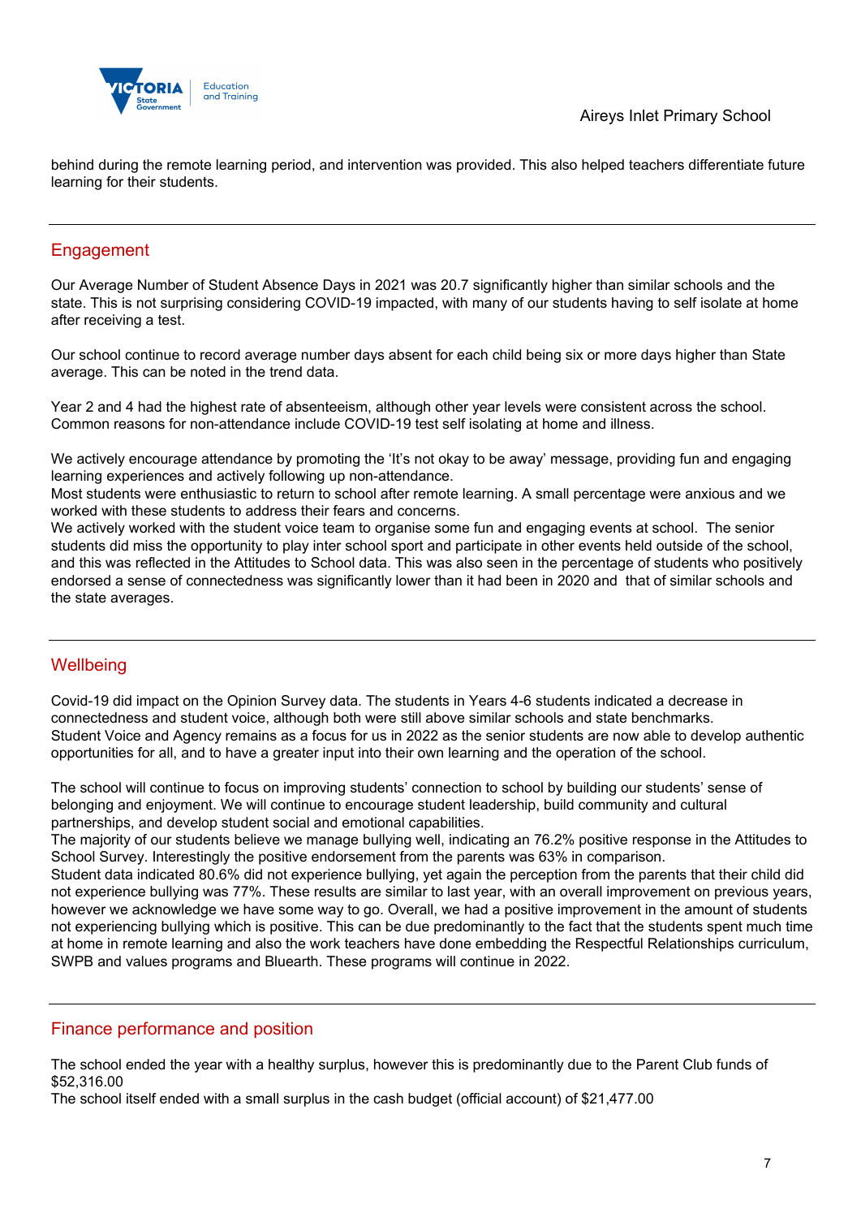behind during the remote learning period, and intervention was provided. This also helped teachers differentiate future learning for their students.

## Engagement

Our Average Number of Student Absence Days in 2021 was 20.7 significantly higher than similar schools and the state. This is not surprising considering COVID-19 impacted, with many of our students having to self isolate at home after receiving a test.

Our school continue to record average number days absent for each child being six or more days higher than State average. This can be noted in the trend data.

Year 2 and 4 had the highest rate of absenteeism, although other year levels were consistent across the school. Common reasons for non-attendance include COVID-19 test self isolating at home and illness.

We actively encourage attendance by promoting the 'It's not okay to be away' message, providing fun and engaging learning experiences and actively following up non-attendance.
Most students were enthusiastic to return to school after remote learning. A small percentage were anxious and we worked with these students to address their fears and concerns.
We actively worked with the student voice team to organise some fun and engaging events at school. The senior students did miss the opportunity to play inter school sport and participate in other events held outside of the school, and this was reflected in the Attitudes to School data. This was also seen in the percentage of students who positively endorsed a sense of connectedness was significantly lower than it had been in 2020 and that of similar schools and the state averages.

## Wellbeing

Covid-19 did impact on the Opinion Survey data. The students in Years 4-6 students indicated a decrease in connectedness and student voice, although both were still above similar schools and state benchmarks.
Student Voice and Agency remains as a focus for us in 2022 as the senior students are now able to develop authentic opportunities for all, and to have a greater input into their own learning and the operation of the school.

The school will continue to focus on improving students' connection to school by building our students' sense of belonging and enjoyment. We will continue to encourage student leadership, build community and cultural partnerships, and develop student social and emotional capabilities.
The majority of our students believe we manage bullying well, indicating an 76.2% positive response in the Attitudes to School Survey. Interestingly the positive endorsement from the parents was 63% in comparison.
Student data indicated 80.6% did not experience bullying, yet again the perception from the parents that their child did not experience bullying was 77%. These results are similar to last year, with an overall improvement on previous years, however we acknowledge we have some way to go. Overall, we had a positive improvement in the amount of students not experiencing bullying which is positive. This can be due predominantly to the fact that the students spent much time at home in remote learning and also the work teachers have done embedding the Respectful Relationships curriculum, SWPB and values programs and Bluearth. These programs will continue in 2022.

## Finance performance and position

The school ended the year with a healthy surplus, however this is predominantly due to the Parent Club funds of $52,316.00
The school itself ended with a small surplus in the cash budget (official account) of $21,477.00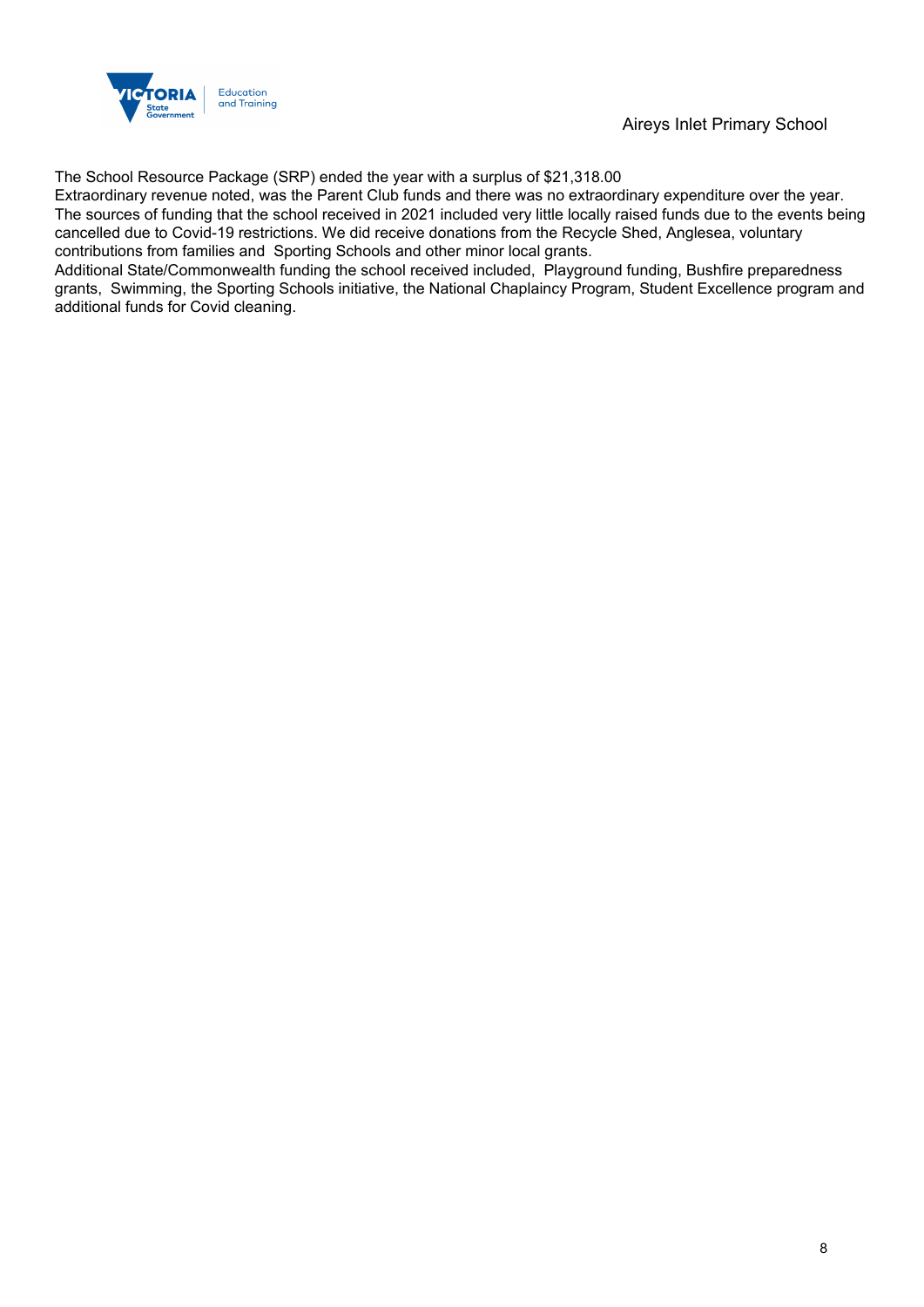The School Resource Package (SRP) ended the year with a surplus of $21,318.00
Extraordinary revenue noted, was the Parent Club funds and there was no extraordinary expenditure over the year.
The sources of funding that the school received in 2021 included very little locally raised funds due to the events being cancelled due to Covid-19 restrictions. We did receive donations from the Recycle Shed, Anglesea, voluntary contributions from families and Sporting Schools and other minor local grants.
Additional State/Commonwealth funding the school received included, Playground funding, Bushfire preparedness grants, Swimming, the Sporting Schools initiative, the National Chaplaincy Program, Student Excellence program and additional funds for Covid cleaning.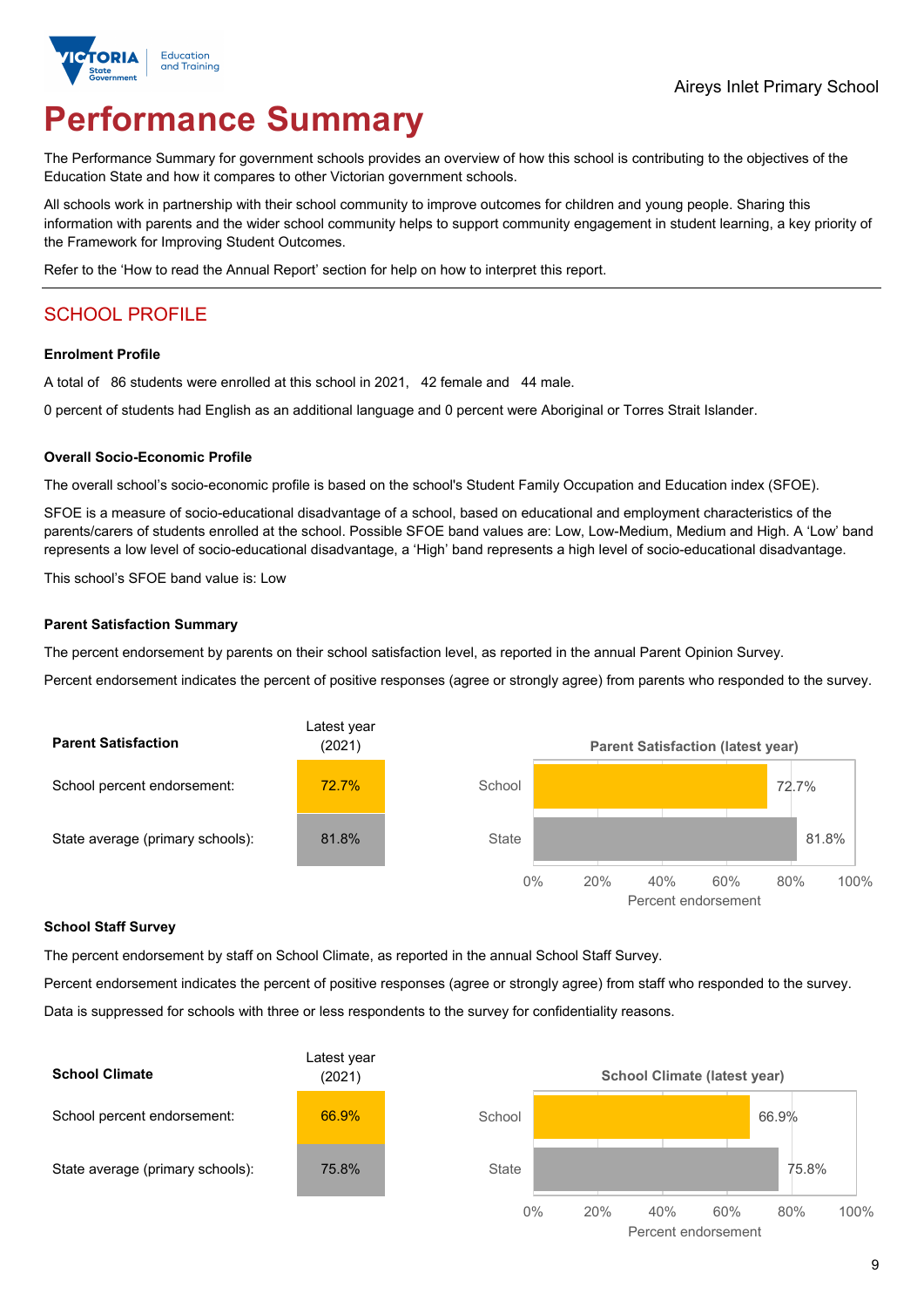# Performance Summary

The Performance Summary for government schools provides an overview of how this school is contributing to the objectives of the Education State and how it compares to other Victorian government schools.

All schools work in partnership with their school community to improve outcomes for children and young people. Sharing this information with parents and the wider school community helps to support community engagement in student learning, a key priority of the Framework for Improving Student Outcomes.

Refer to the 'How to read the Annual Report' section for help on how to interpret this report.

## SCHOOL PROFILE

### Enrolment Profile

A total of 86 students were enrolled at this school in 2021, 42 female and 44 male.

0 percent of students had English as an additional language and 0 percent were Aboriginal or Torres Strait Islander.

### Overall Socio-Economic Profile

The overall school's socio-economic profile is based on the school's Student Family Occupation and Education index (SFOE).

SFOE is a measure of socio-educational disadvantage of a school, based on educational and employment characteristics of the parents/carers of students enrolled at the school. Possible SFOE band values are: Low, Low-Medium, Medium and High. A 'Low' band represents a low level of socio-educational disadvantage, a 'High' band represents a high level of socio-educational disadvantage.

This school's SFOE band value is: Low

### Parent Satisfaction Summary

The percent endorsement by parents on their school satisfaction level, as reported in the annual Parent Opinion Survey.

Percent endorsement indicates the percent of positive responses (agree or strongly agree) from parents who responded to the survey.

| Parent Satisfaction | Latest year (2021) |
|---|---|
| School percent endorsement: | 72.7% |
| State average (primary schools): | 81.8% |

### School Staff Survey

The percent endorsement by staff on School Climate, as reported in the annual School Staff Survey.

Percent endorsement indicates the percent of positive responses (agree or strongly agree) from staff who responded to the survey.

Data is suppressed for schools with three or less respondents to the survey for confidentiality reasons.

| School Climate | Latest year (2021) |
|---|---|
| School percent endorsement: | 66.9% |
| State average (primary schools): | 75.8% |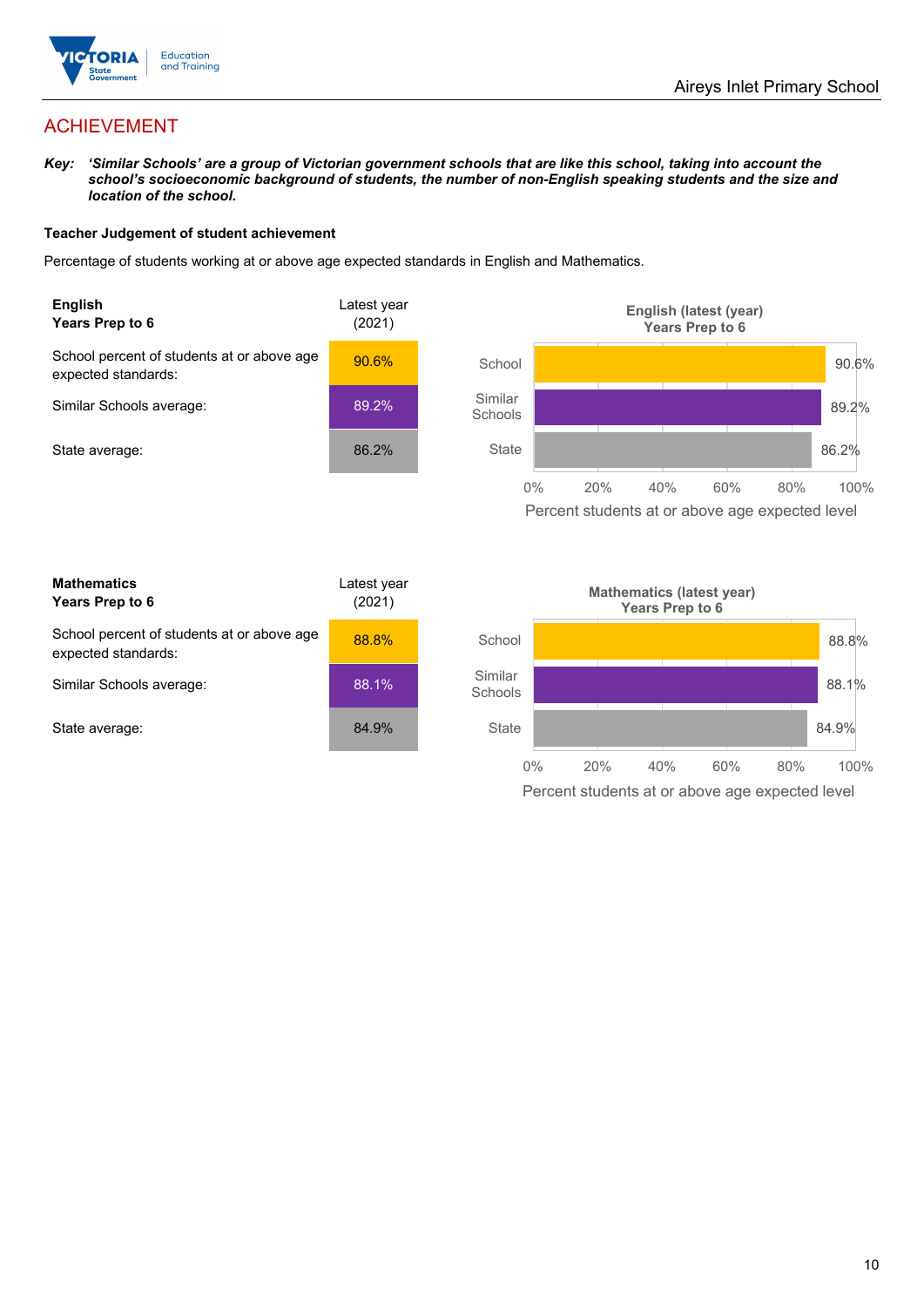# ACHIEVEMENT

***Key:*** ***'Similar Schools' are a group of Victorian government schools that are like this school, taking into account the school's socioeconomic background of students, the number of non-English speaking students and the size and location of the school.***

**Teacher Judgement of student achievement**

Percentage of students working at or above age expected standards in English and Mathematics.

| **English** **Years Prep to 6** | Latest year (2021) |
|---|---|
| School percent of students at or above age expected standards: | 90.6% |
| Similar Schools average: | 89.2% |
| State average: | 86.2% |

**English (latest (year) Years Prep to 6**

| | Percent students at or above age expected level |
|---|---|
| School | 90.6% |
| Similar Schools | 89.2% |
| State | 86.2% |

| **Mathematics** **Years Prep to 6** | Latest year (2021) |
|---|---|
| School percent of students at or above age expected standards: | 88.8% |
| Similar Schools average: | 88.1% |
| State average: | 84.9% |

**Mathematics (latest year) Years Prep to 6**

| | Percent students at or above age expected level |
|---|---|
| School | 88.8% |
| Similar Schools | 88.1% |
| State | 84.9% |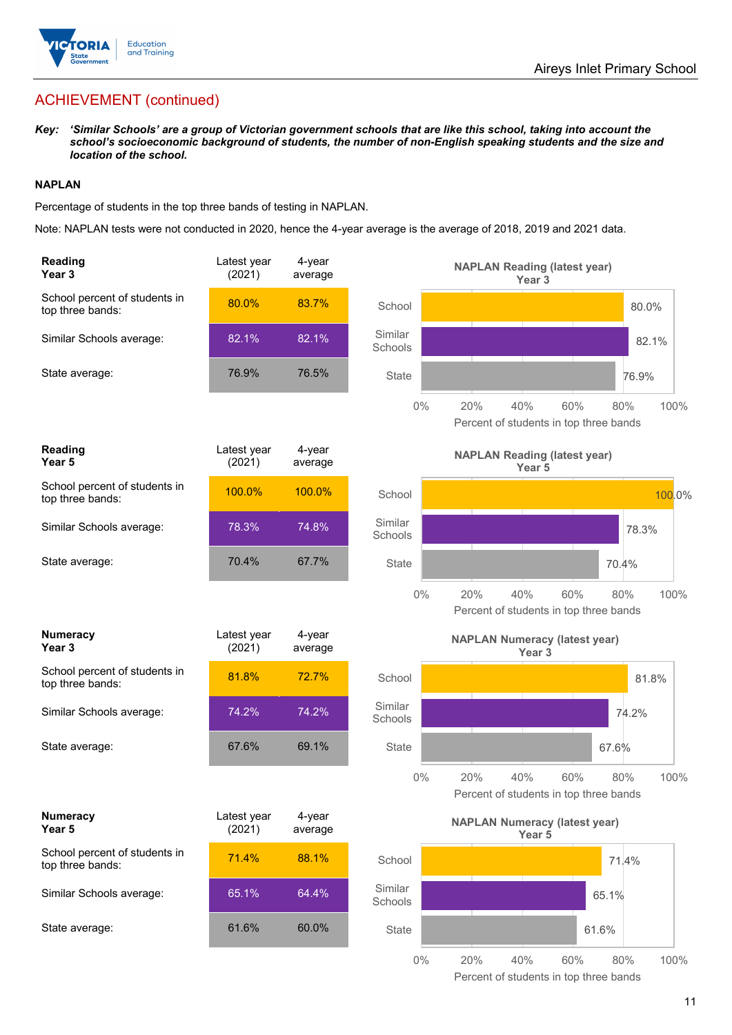## ACHIEVEMENT (continued)

***Key:*** ***'Similar Schools' are a group of Victorian government schools that are like this school, taking into account the school's socioeconomic background of students, the number of non-English speaking students and the size and location of the school.***

### NAPLAN

Percentage of students in the top three bands of testing in NAPLAN.

Note: NAPLAN tests were not conducted in 2020, hence the 4-year average is the average of 2018, 2019 and 2021 data.

| **Reading Year 3** | Latest year (2021) | 4-year average |
|---|---|---|
| School percent of students in top three bands: | 80.0% | 83.7% |
| Similar Schools average: | 82.1% | 82.1% |
| State average: | 76.9% | 76.5% |

**NAPLAN Reading (latest year) Year 3**

| | Percent of students in top three bands |
|---|---|
| School | 80.0% |
| Similar Schools | 82.1% |
| State | 76.9% |

| **Reading Year 5** | Latest year (2021) | 4-year average |
|---|---|---|
| School percent of students in top three bands: | 100.0% | 100.0% |
| Similar Schools average: | 78.3% | 74.8% |
| State average: | 70.4% | 67.7% |

**NAPLAN Reading (latest year) Year 5**

| | Percent of students in top three bands |
|---|---|
| School | 100.0% |
| Similar Schools | 78.3% |
| State | 70.4% |

| **Numeracy Year 3** | Latest year (2021) | 4-year average |
|---|---|---|
| School percent of students in top three bands: | 81.8% | 72.7% |
| Similar Schools average: | 74.2% | 74.2% |
| State average: | 67.6% | 69.1% |

**NAPLAN Numeracy (latest year) Year 3**

| | Percent of students in top three bands |
|---|---|
| School | 81.8% |
| Similar Schools | 74.2% |
| State | 67.6% |

| **Numeracy Year 5** | Latest year (2021) | 4-year average |
|---|---|---|
| School percent of students in top three bands: | 71.4% | 88.1% |
| Similar Schools average: | 65.1% | 64.4% |
| State average: | 61.6% | 60.0% |

**NAPLAN Numeracy (latest year) Year 5**

| | Percent of students in top three bands |
|---|---|
| School | 71.4% |
| Similar Schools | 65.1% |
| State | 61.6% |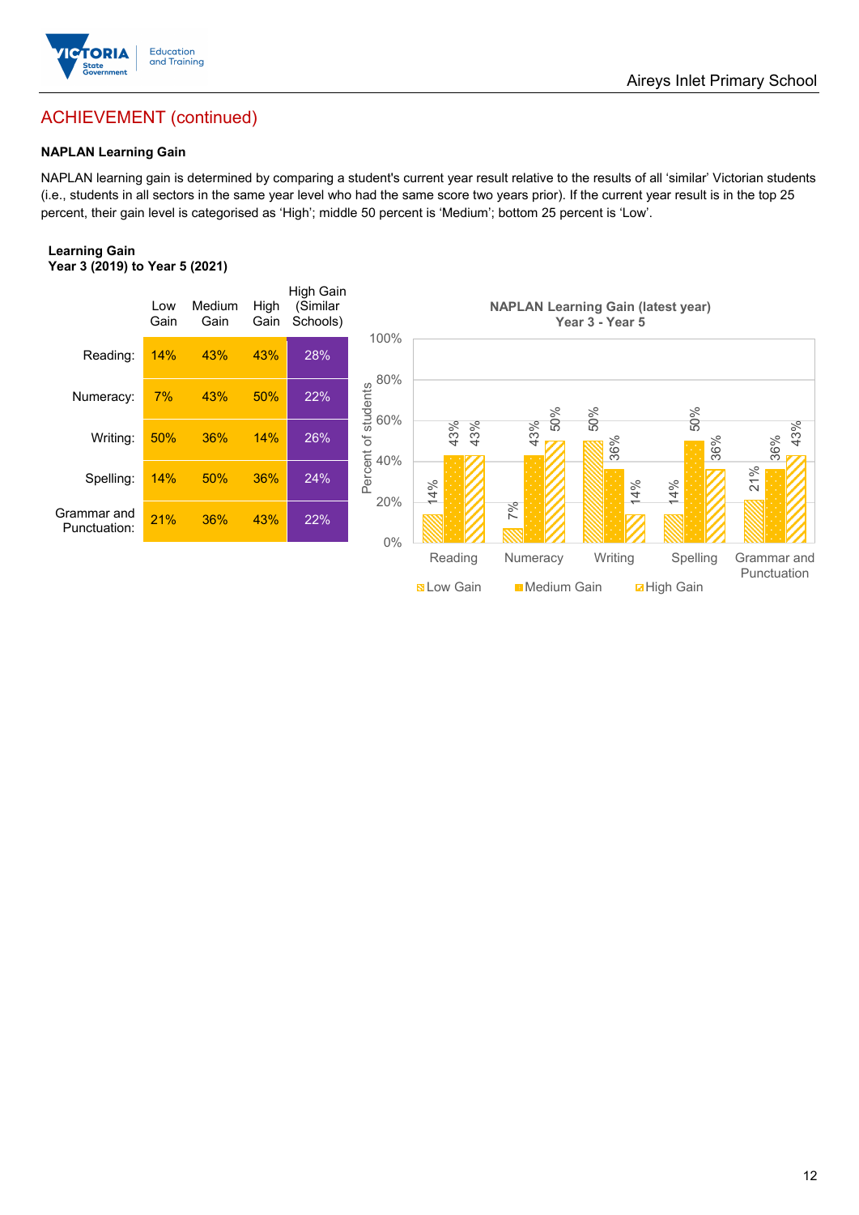## ACHIEVEMENT (continued)

### NAPLAN Learning Gain

NAPLAN learning gain is determined by comparing a student's current year result relative to the results of all 'similar' Victorian students (i.e., students in all sectors in the same year level who had the same score two years prior). If the current year result is in the top 25 percent, their gain level is categorised as 'High'; middle 50 percent is 'Medium'; bottom 25 percent is 'Low'.

**Learning Gain**
**Year 3 (2019) to Year 5 (2021)**

| | Low Gain | Medium Gain | High Gain | High Gain (Similar Schools) |
|---|---|---|---|---|
| Reading: | 14% | 43% | 43% | 28% |
| Numeracy: | 7% | 43% | 50% | 22% |
| Writing: | 50% | 36% | 14% | 26% |
| Spelling: | 14% | 50% | 36% | 24% |
| Grammar and Punctuation: | 21% | 36% | 43% | 22% |

**NAPLAN Learning Gain (latest year)**
**Year 3 - Year 5**

| | Low Gain | Medium Gain | High Gain |
|---|---|---|---|
| Reading | 14% | 43% | 43% |
| Numeracy | 7% | 43% | 50% |
| Writing | 50% | 36% | 14% |
| Spelling | 14% | 50% | 36% |
| Grammar and Punctuation | 21% | 36% | 43% |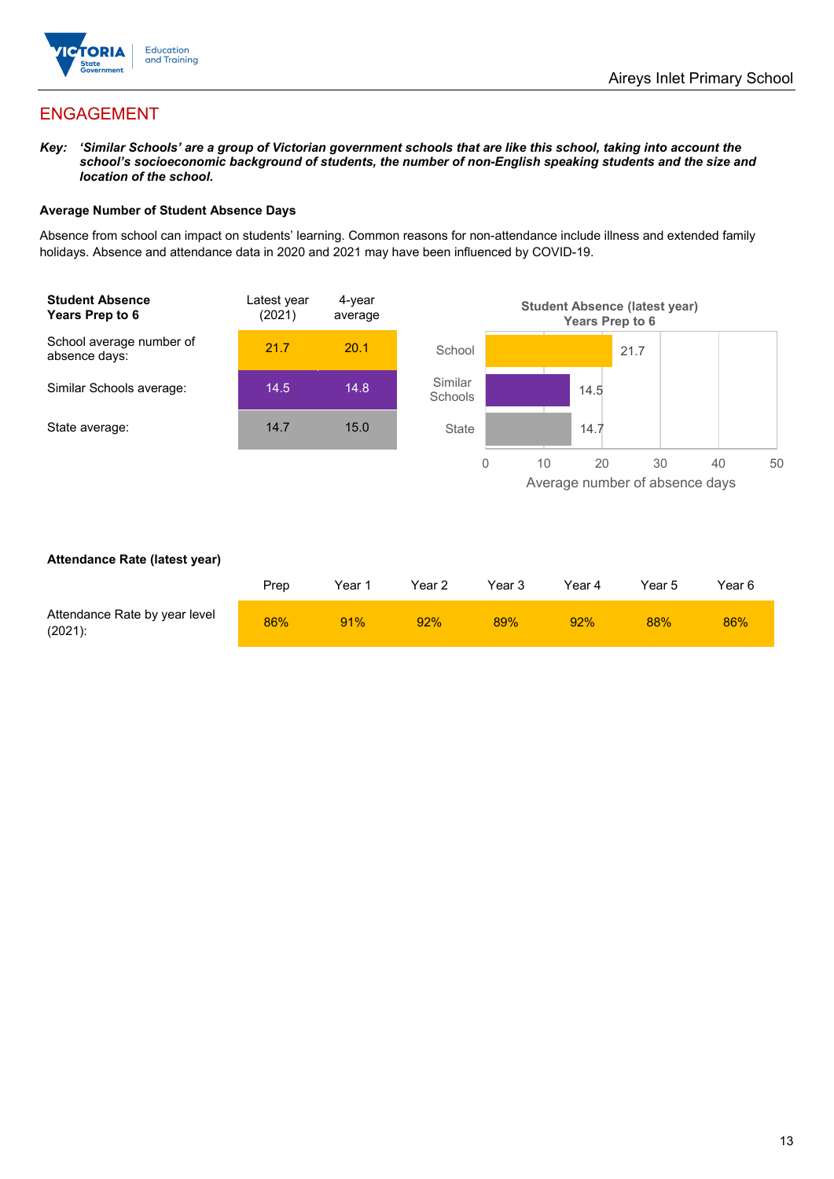## ENGAGEMENT

***Key:** 'Similar Schools' are a group of Victorian government schools that are like this school, taking into account the school's socioeconomic background of students, the number of non-English speaking students and the size and location of the school.*

**Average Number of Student Absence Days**

Absence from school can impact on students' learning. Common reasons for non-attendance include illness and extended family holidays. Absence and attendance data in 2020 and 2021 may have been influenced by COVID-19.

| **Student Absence Years Prep to 6** | Latest year (2021) | 4-year average |
|---|---|---|
| School average number of absence days: | 21.7 | 20.1 |
| Similar Schools average: | 14.5 | 14.8 |
| State average: | 14.7 | 15.0 |

**Student Absence (latest year) Years Prep to 6**

| | Average number of absence days |
|---|---|
| School | 21.7 |
| Similar Schools | 14.5 |
| State | 14.7 |

**Attendance Rate (latest year)**

| | Prep | Year 1 | Year 2 | Year 3 | Year 4 | Year 5 | Year 6 |
|---|---|---|---|---|---|---|---|
| Attendance Rate by year level (2021): | 86% | 91% | 92% | 89% | 92% | 88% | 86% |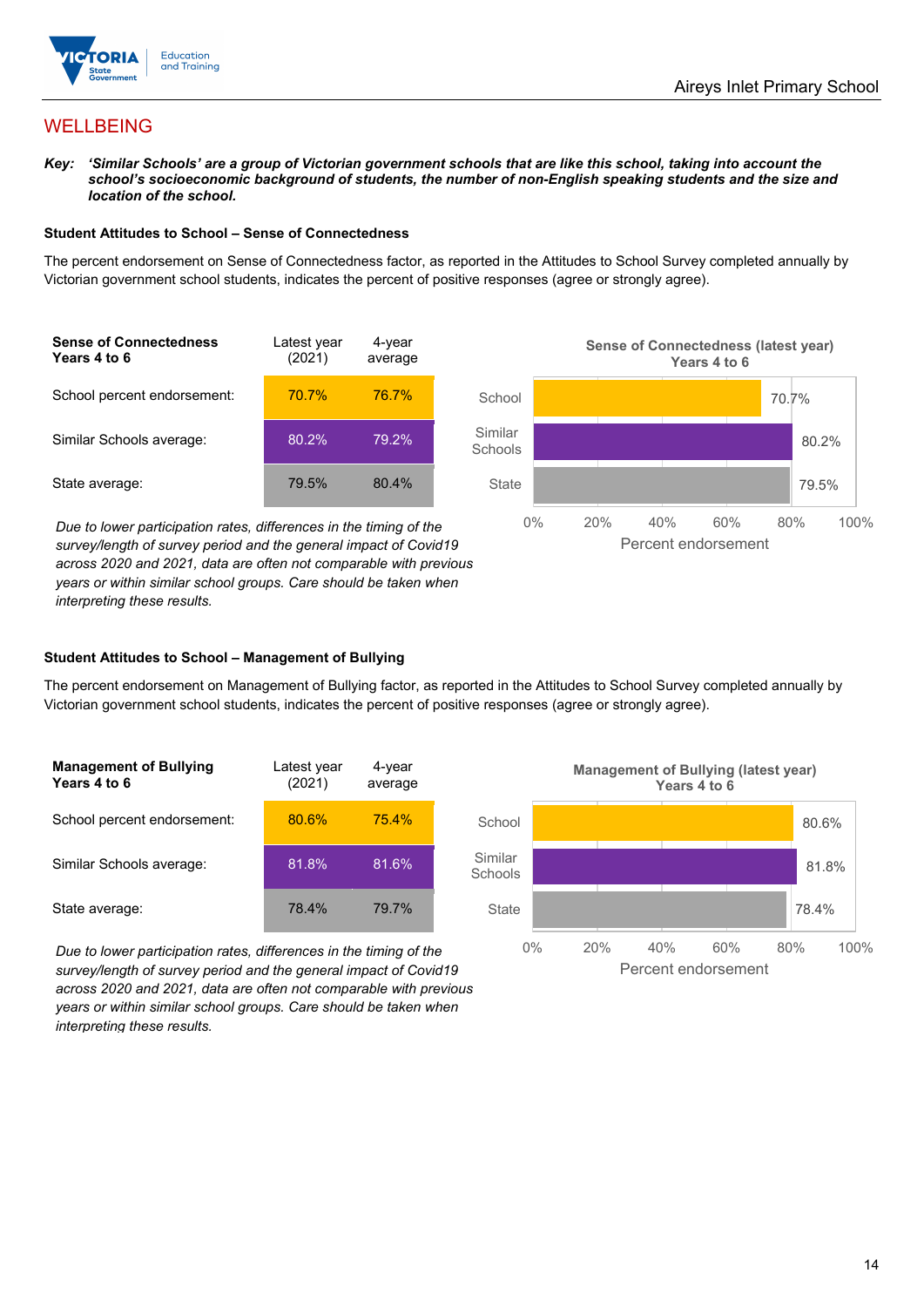## WELLBEING

***Key:*** ***'Similar Schools' are a group of Victorian government schools that are like this school, taking into account the school's socioeconomic background of students, the number of non-English speaking students and the size and location of the school.***

### Student Attitudes to School – Sense of Connectedness

The percent endorsement on Sense of Connectedness factor, as reported in the Attitudes to School Survey completed annually by Victorian government school students, indicates the percent of positive responses (agree or strongly agree).

| **Sense of Connectedness Years 4 to 6** | Latest year (2021) | 4-year average |
|---|---|---|
| School percent endorsement: | 70.7% | 76.7% |
| Similar Schools average: | 80.2% | 79.2% |
| State average: | 79.5% | 80.4% |

*Due to lower participation rates, differences in the timing of the survey/length of survey period and the general impact of Covid19 across 2020 and 2021, data are often not comparable with previous years or within similar school groups. Care should be taken when interpreting these results.*

**Sense of Connectedness (latest year) Years 4 to 6**

| | Percent endorsement |
|---|---|
| School | 70.7% |
| Similar Schools | 80.2% |
| State | 79.5% |

### Student Attitudes to School – Management of Bullying

The percent endorsement on Management of Bullying factor, as reported in the Attitudes to School Survey completed annually by Victorian government school students, indicates the percent of positive responses (agree or strongly agree).

| **Management of Bullying Years 4 to 6** | Latest year (2021) | 4-year average |
|---|---|---|
| School percent endorsement: | 80.6% | 75.4% |
| Similar Schools average: | 81.8% | 81.6% |
| State average: | 78.4% | 79.7% |

*Due to lower participation rates, differences in the timing of the survey/length of survey period and the general impact of Covid19 across 2020 and 2021, data are often not comparable with previous years or within similar school groups. Care should be taken when interpreting these results.*

**Management of Bullying (latest year) Years 4 to 6**

| | Percent endorsement |
|---|---|
| School | 80.6% |
| Similar Schools | 81.8% |
| State | 78.4% |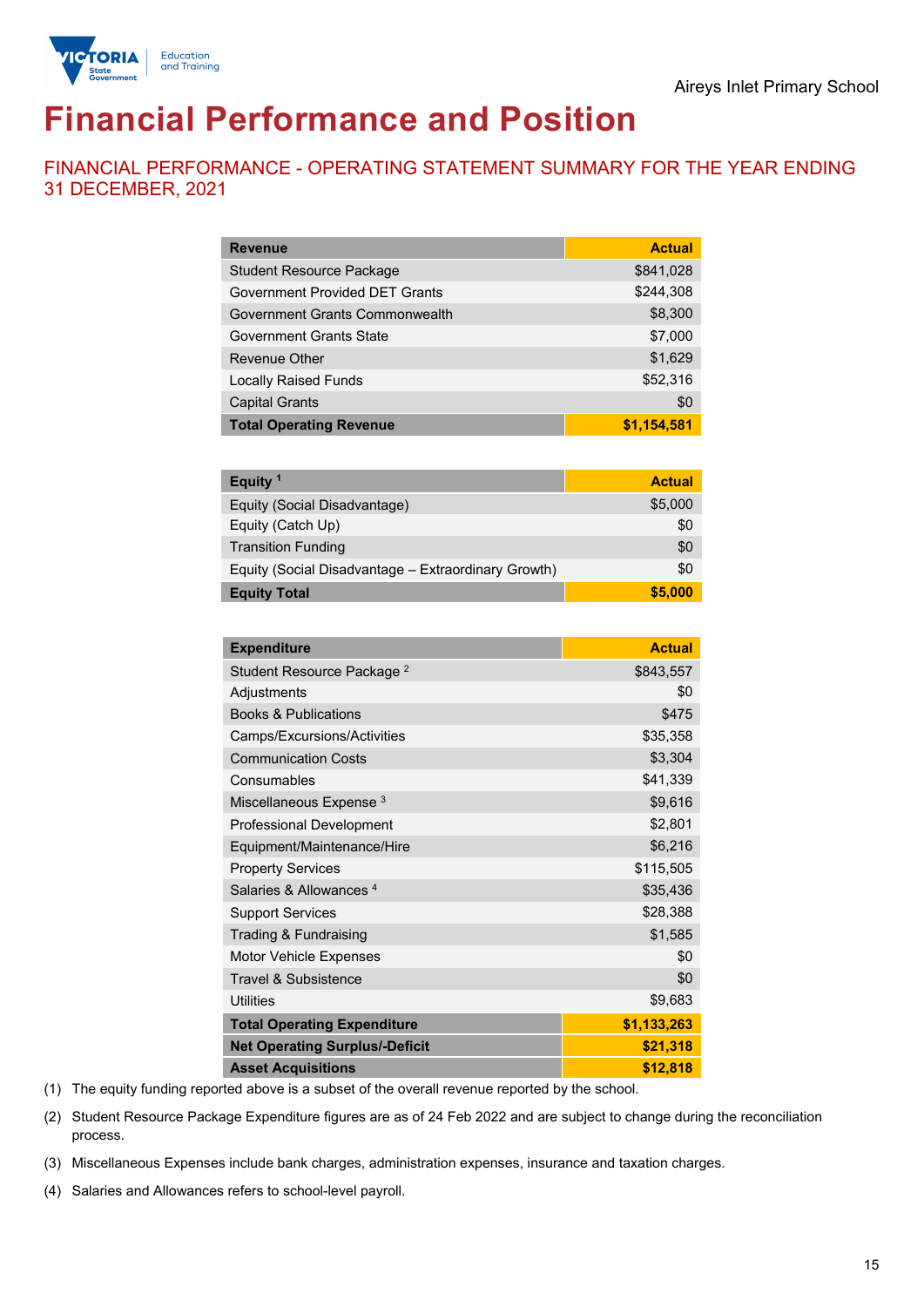Aireys Inlet Primary School

# Financial Performance and Position

## FINANCIAL PERFORMANCE - OPERATING STATEMENT SUMMARY FOR THE YEAR ENDING 31 DECEMBER, 2021

| Revenue | Actual |
|---|---|
| Student Resource Package | $841,028 |
| Government Provided DET Grants | $244,308 |
| Government Grants Commonwealth | $8,300 |
| Government Grants State | $7,000 |
| Revenue Other | $1,629 |
| Locally Raised Funds | $52,316 |
| Capital Grants | $0 |
| **Total Operating Revenue** | **$1,154,581** |

| Equity [1] | Actual |
|---|---|
| Equity (Social Disadvantage) | $5,000 |
| Equity (Catch Up) | $0 |
| Transition Funding | $0 |
| Equity (Social Disadvantage – Extraordinary Growth) | $0 |
| **Equity Total** | **$5,000** |

| Expenditure | Actual |
|---|---|
| Student Resource Package [2] | $843,557 |
| Adjustments | $0 |
| Books & Publications | $475 |
| Camps/Excursions/Activities | $35,358 |
| Communication Costs | $3,304 |
| Consumables | $41,339 |
| Miscellaneous Expense [3] | $9,616 |
| Professional Development | $2,801 |
| Equipment/Maintenance/Hire | $6,216 |
| Property Services | $115,505 |
| Salaries & Allowances [4] | $35,436 |
| Support Services | $28,388 |
| Trading & Fundraising | $1,585 |
| Motor Vehicle Expenses | $0 |
| Travel & Subsistence | $0 |
| Utilities | $9,683 |
| **Total Operating Expenditure** | **$1,133,263** |
| **Net Operating Surplus/-Deficit** | **$21,318** |
| **Asset Acquisitions** | **$12,818** |

(1) The equity funding reported above is a subset of the overall revenue reported by the school.

(2) Student Resource Package Expenditure figures are as of 24 Feb 2022 and are subject to change during the reconciliation process.

(3) Miscellaneous Expenses include bank charges, administration expenses, insurance and taxation charges.

(4) Salaries and Allowances refers to school-level payroll.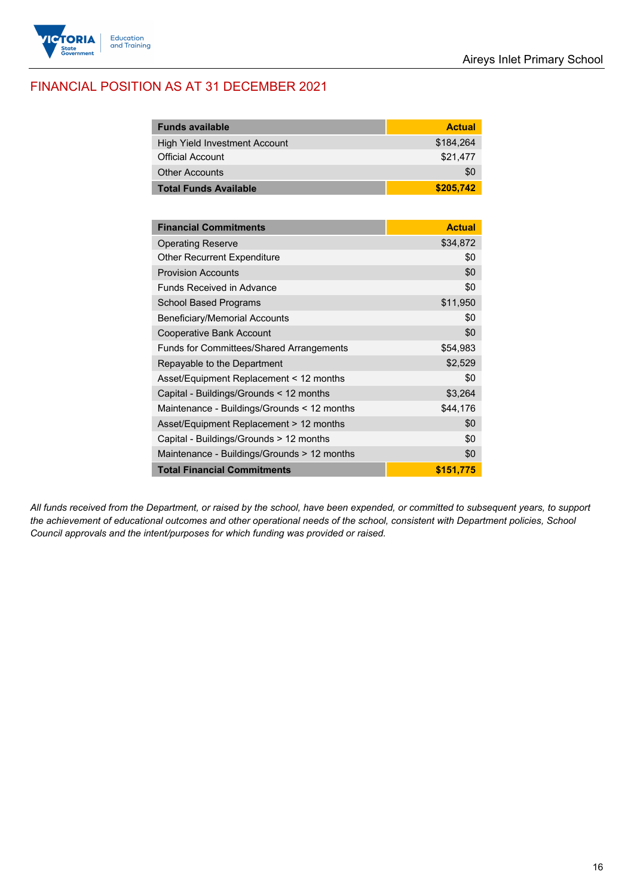# FINANCIAL POSITION AS AT 31 DECEMBER 2021

| Funds available | Actual |
|---|---|
| High Yield Investment Account | $184,264 |
| Official Account | $21,477 |
| Other Accounts | $0 |
| **Total Funds Available** | **$205,742** |

| Financial Commitments | Actual |
|---|---|
| Operating Reserve | $34,872 |
| Other Recurrent Expenditure | $0 |
| Provision Accounts | $0 |
| Funds Received in Advance | $0 |
| School Based Programs | $11,950 |
| Beneficiary/Memorial Accounts | $0 |
| Cooperative Bank Account | $0 |
| Funds for Committees/Shared Arrangements | $54,983 |
| Repayable to the Department | $2,529 |
| Asset/Equipment Replacement < 12 months | $0 |
| Capital - Buildings/Grounds < 12 months | $3,264 |
| Maintenance - Buildings/Grounds < 12 months | $44,176 |
| Asset/Equipment Replacement > 12 months | $0 |
| Capital - Buildings/Grounds > 12 months | $0 |
| Maintenance - Buildings/Grounds > 12 months | $0 |
| **Total Financial Commitments** | **$151,775** |

*All funds received from the Department, or raised by the school, have been expended, or committed to subsequent years, to support the achievement of educational outcomes and other operational needs of the school, consistent with Department policies, School Council approvals and the intent/purposes for which funding was provided or raised.*